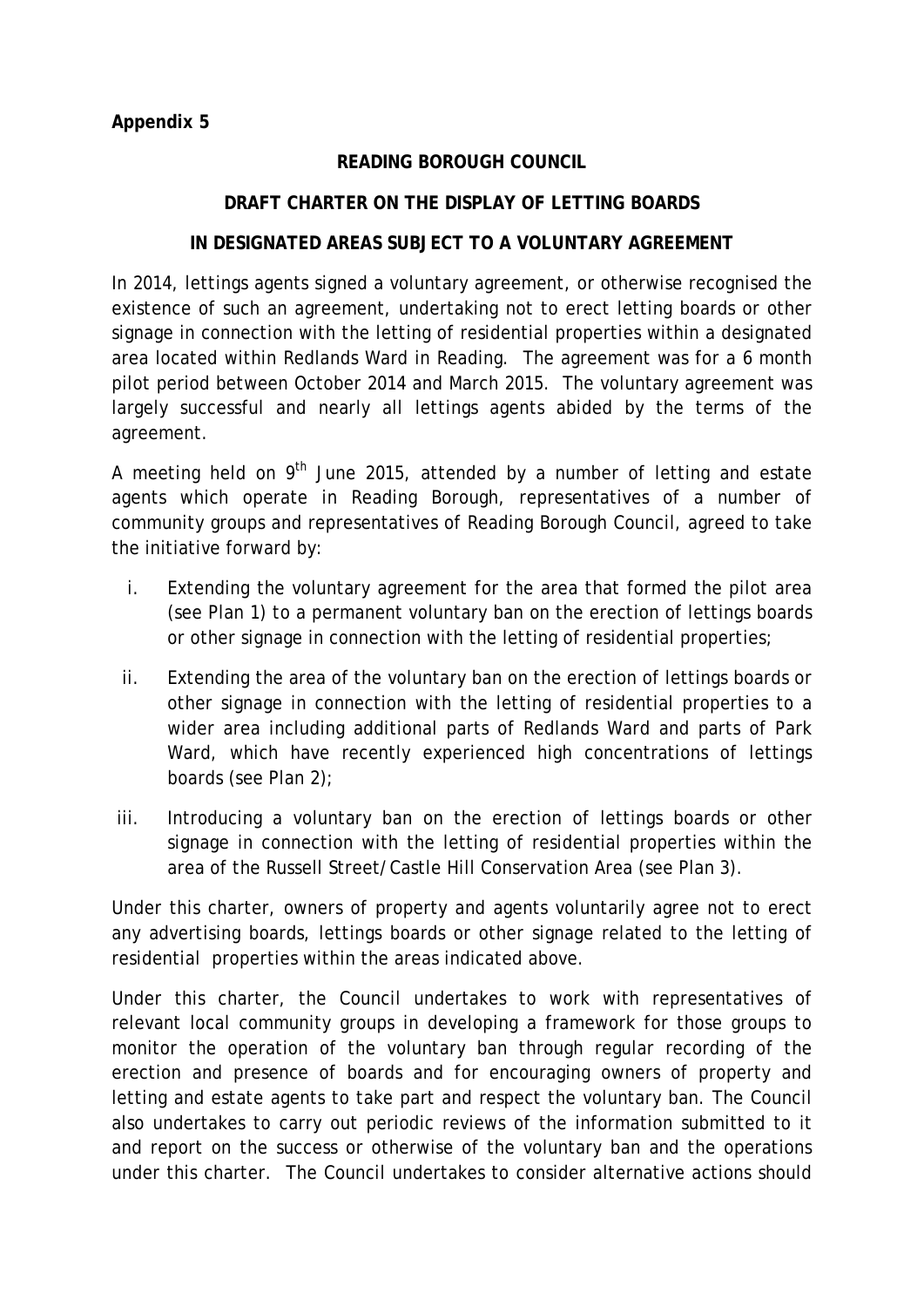**Appendix 5**

**READING BOROUGH COUNCIL**

**DRAFT CHARTER ON THE DISPLAY OF LETTING BOARDS**

**IN DESIGNATED AREAS SUBJECT TO A VOLUNTARY AGREEMENT**

In 2014, lettings agents signed a voluntary agreement, or otherwise recognised the existence of such an agreement, undertaking not to erect letting boards or other signage in connection with the letting of residential properties within a designated area located within Redlands Ward in Reading. The agreement was for a 6 month pilot period between October 2014 and March 2015. The voluntary agreement was largely successful and nearly all lettings agents abided by the terms of the agreement.

A meeting held on 9th June 2015, attended by a number of letting and estate agents which operate in Reading Borough, representatives of a number of community groups and representatives of Reading Borough Council, agreed to take the initiative forward by:

i. Extending the voluntary agreement for the area that formed the pilot area (see Plan 1) to a permanent voluntary ban on the erection of lettings boards or other signage in connection with the letting of residential properties;

ii. Extending the area of the voluntary ban on the erection of lettings boards or other signage in connection with the letting of residential properties to a wider area including additional parts of Redlands Ward and parts of Park Ward, which have recently experienced high concentrations of lettings boards (see Plan 2);

iii. Introducing a voluntary ban on the erection of lettings boards or other signage in connection with the letting of residential properties within the area of the Russell Street/Castle Hill Conservation Area (see Plan 3).

Under this charter, owners of property and agents voluntarily agree not to erect any advertising boards, lettings boards or other signage related to the letting of residential properties within the areas indicated above.

Under this charter, the Council undertakes to work with representatives of relevant local community groups in developing a framework for those groups to monitor the operation of the voluntary ban through regular recording of the erection and presence of boards and for encouraging owners of property and letting and estate agents to take part and respect the voluntary ban. The Council also undertakes to carry out periodic reviews of the information submitted to it and report on the success or otherwise of the voluntary ban and the operations under this charter. The Council undertakes to consider alternative actions should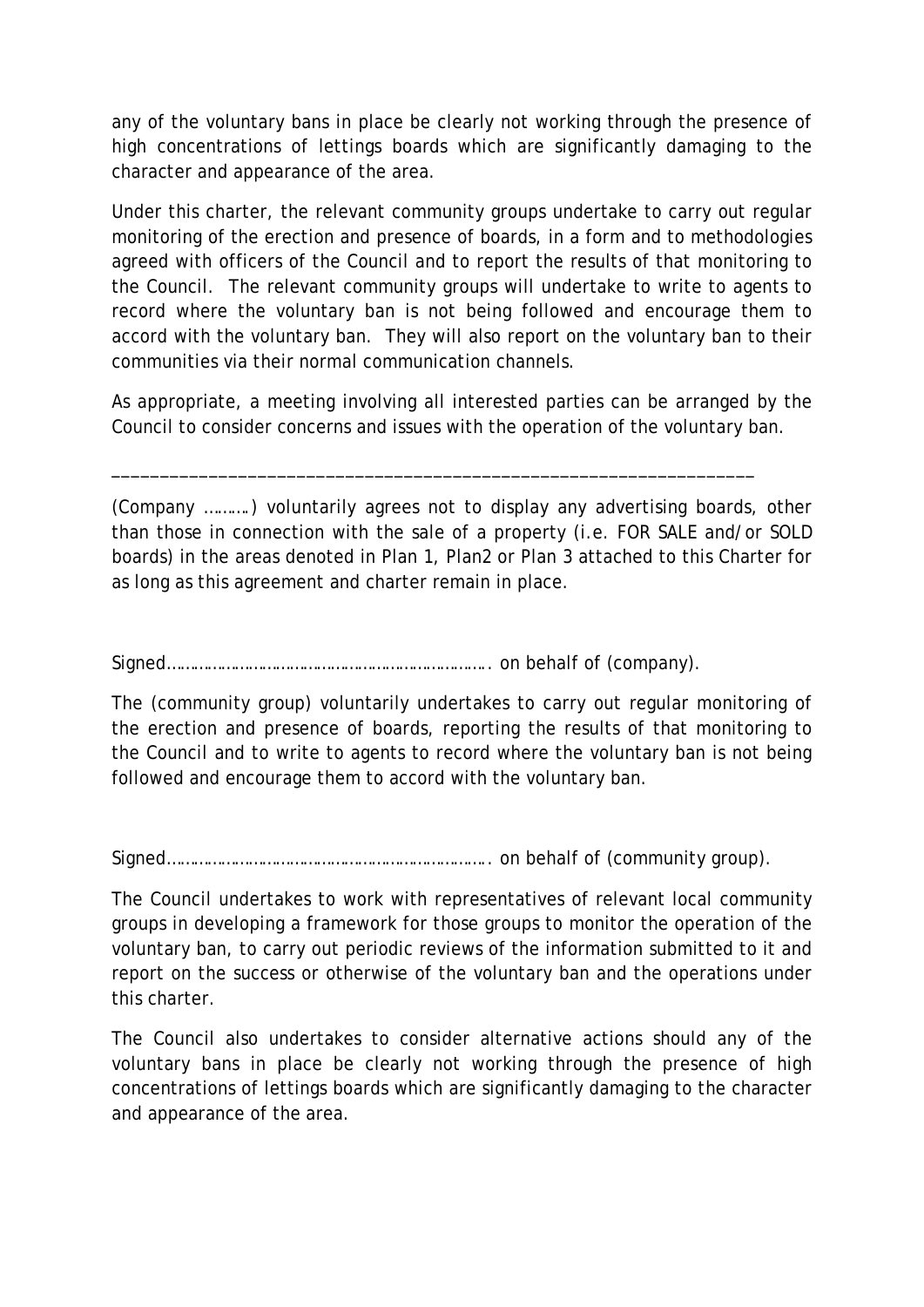any of the voluntary bans in place be clearly not working through the presence of high concentrations of lettings boards which are significantly damaging to the character and appearance of the area.

Under this charter, the relevant community groups undertake to carry out regular monitoring of the erection and presence of boards, in a form and to methodologies agreed with officers of the Council and to report the results of that monitoring to the Council. The relevant community groups will undertake to write to agents to record where the voluntary ban is not being followed and encourage them to accord with the voluntary ban. They will also report on the voluntary ban to their communities via their normal communication channels.

As appropriate, a meeting involving all interested parties can be arranged by the Council to consider concerns and issues with the operation of the voluntary ban.

---

(Company ………) voluntarily agrees not to display any advertising boards, other than those in connection with the sale of a property (i.e. FOR SALE and/or SOLD boards) in the areas denoted in Plan 1, Plan2 or Plan 3 attached to this Charter for as long as this agreement and charter remain in place.

Signed………………………………………………………………. on behalf of (company).

The (community group) voluntarily undertakes to carry out regular monitoring of the erection and presence of boards, reporting the results of that monitoring to the Council and to write to agents to record where the voluntary ban is not being followed and encourage them to accord with the voluntary ban.

Signed………………………………………………………………. on behalf of (community group).

The Council undertakes to work with representatives of relevant local community groups in developing a framework for those groups to monitor the operation of the voluntary ban, to carry out periodic reviews of the information submitted to it and report on the success or otherwise of the voluntary ban and the operations under this charter.

The Council also undertakes to consider alternative actions should any of the voluntary bans in place be clearly not working through the presence of high concentrations of lettings boards which are significantly damaging to the character and appearance of the area.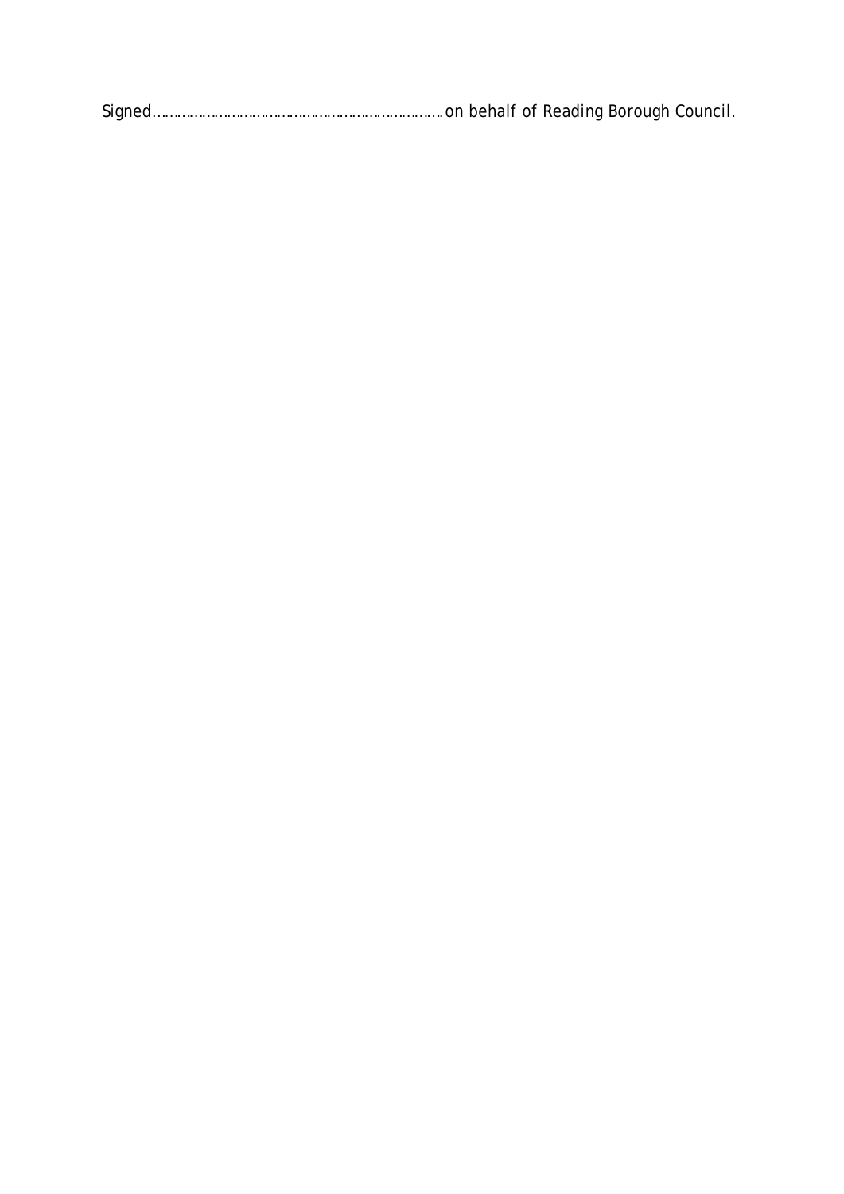Signed…………………………………………………………………on behalf of Reading Borough Council.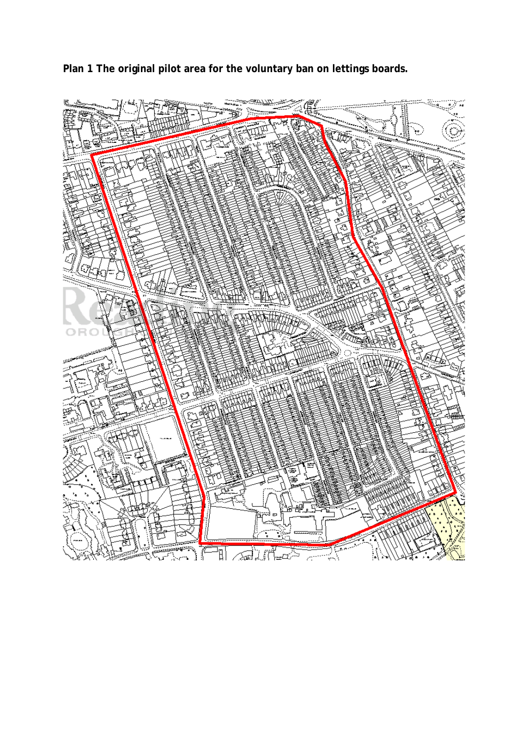**Plan 1 The original pilot area for the voluntary ban on lettings boards.**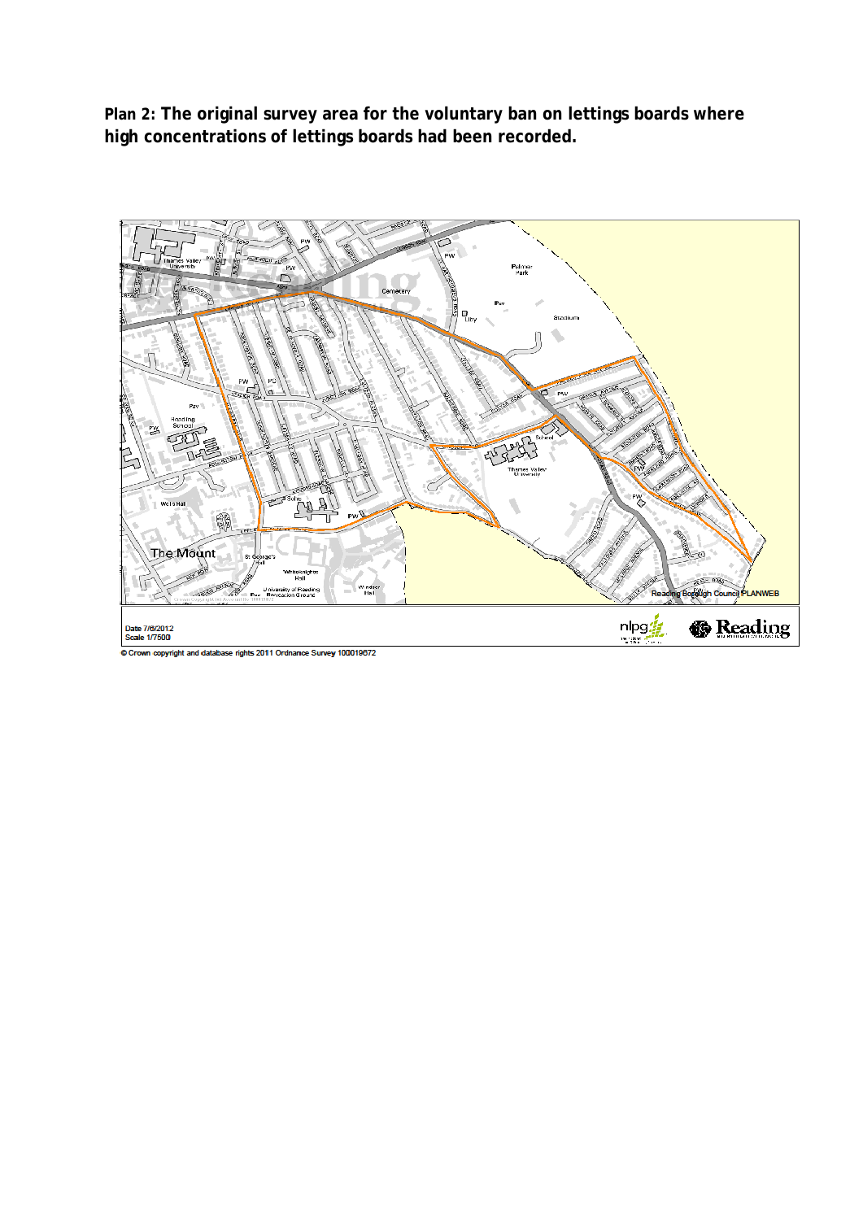**Plan 2: The original survey area for the voluntary ban on lettings boards where high concentrations of lettings boards had been recorded.**

Date 7/6/2012
Scale 1/7500

© Crown copyright and database rights 2011 Ordnance Survey 100019672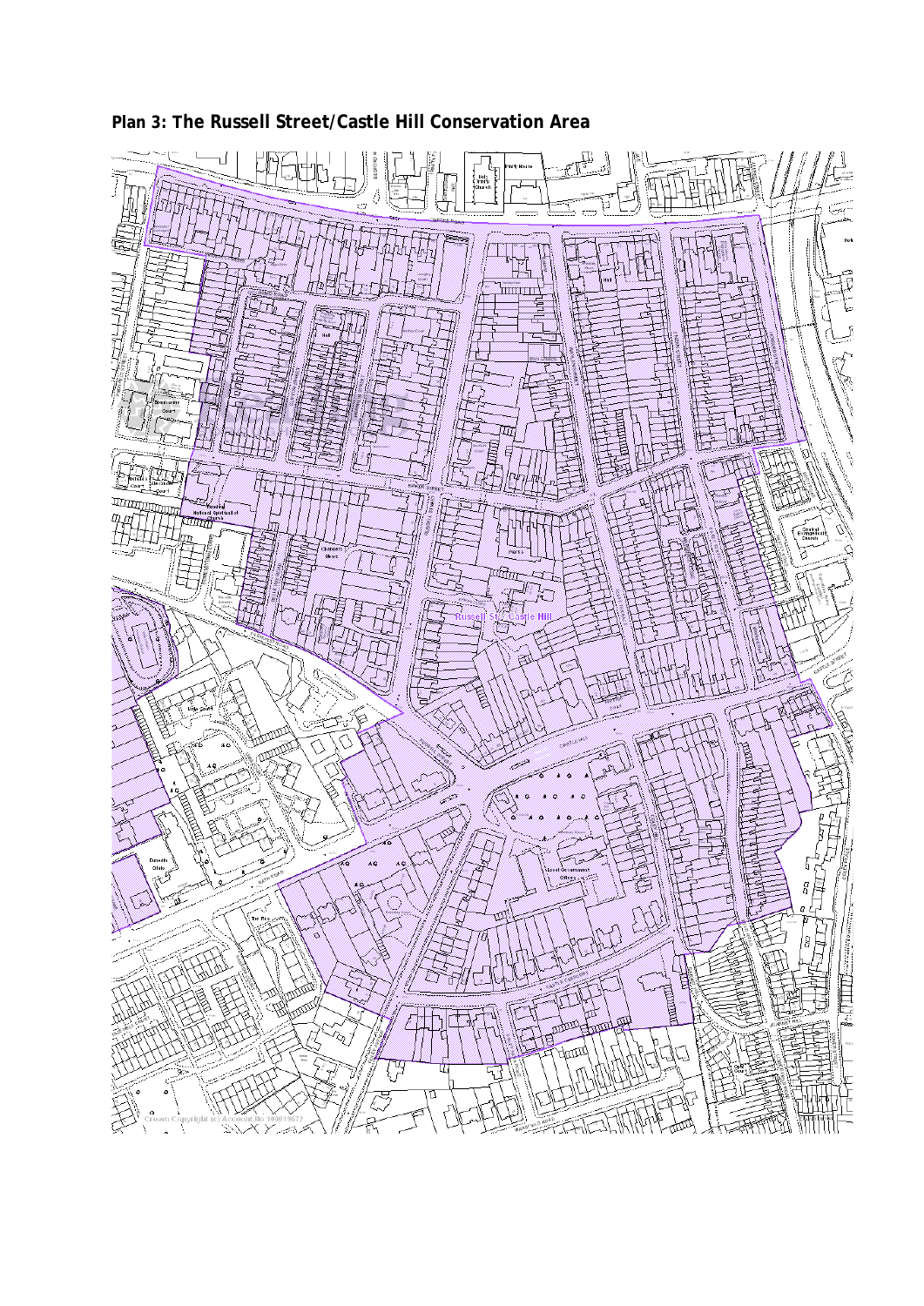**Plan 3: The Russell Street/Castle Hill Conservation Area**

Russell St / Castle Hill

Crown Copyright (c) Account No 100019672